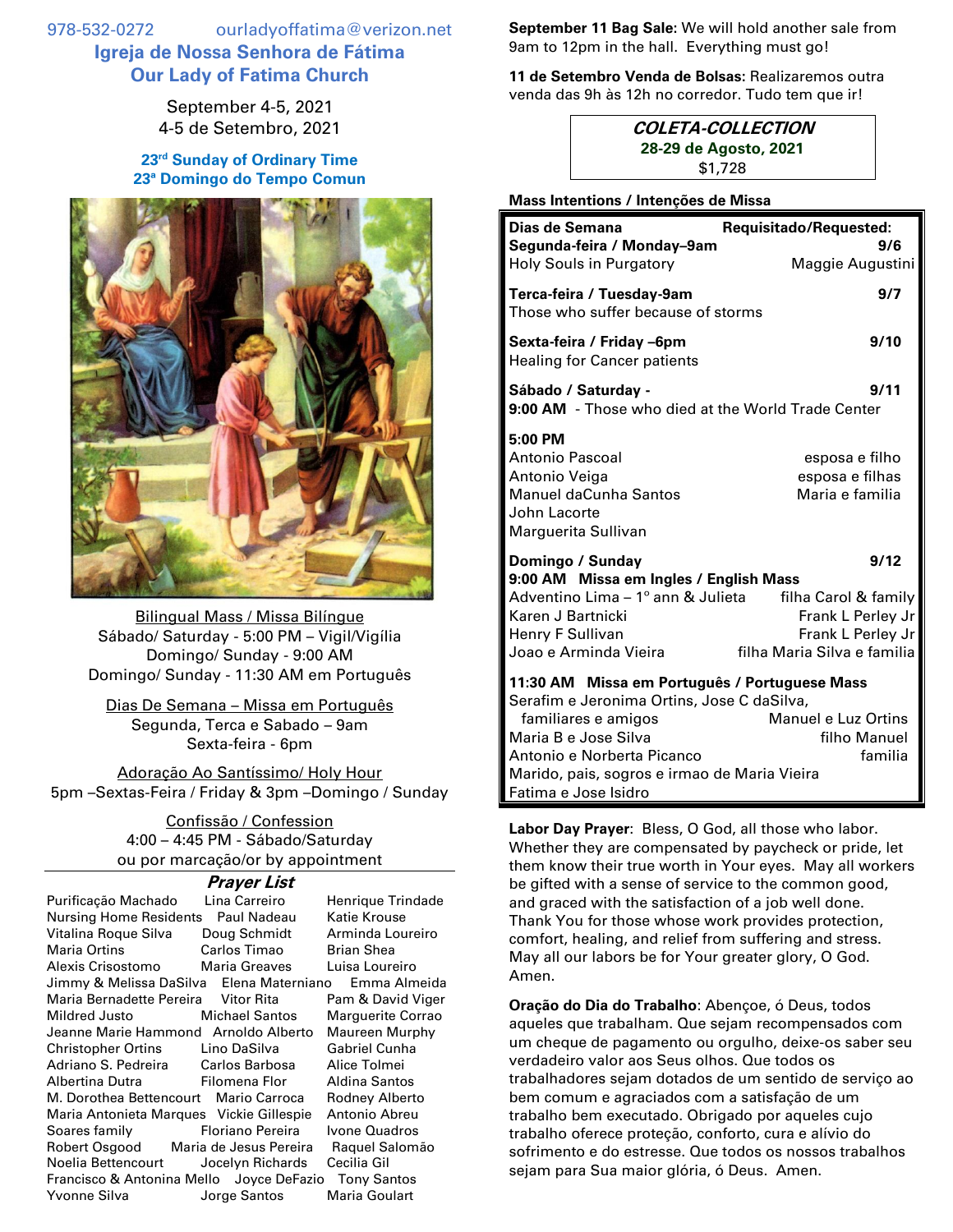978-532-0272 ourladyoffatima@verizon.net

# Igreja de Nossa Senhora de Fátima
# Our Lady of Fatima Church

September 4-5, 2021
4-5 de Setembro, 2021

**23rd Sunday of Ordinary Time**
**23ª Domingo do Tempo Comun**

<u>Bilingual Mass / Missa Bilíngue</u>
Sábado/ Saturday - 5:00 PM – Vigil/Vigília
Domingo/ Sunday - 9:00 AM
Domingo/ Sunday - 11:30 AM em Português

<u>Dias De Semana – Missa em Português</u>
Segunda, Terca e Sabado – 9am
Sexta-feira - 6pm

<u>Adoração Ao Santíssimo/ Holy Hour</u>
5pm –Sextas-Feira / Friday & 3pm –Domingo / Sunday

<u>Confissão / Confession</u>
4:00 – 4:45 PM - Sábado/Saturday
ou por marcação/or by appointment

### *Prayer List*

| | | |
|---|---|---|
| Purificação Machado | Lina Carreiro | Henrique Trindade |
| Nursing Home Residents | Paul Nadeau | Katie Krouse |
| Vitalina Roque Silva | Doug Schmidt | Arminda Loureiro |
| Maria Ortins | Carlos Timao | Brian Shea |
| Alexis Crisostomo | Maria Greaves | Luisa Loureiro |
| Jimmy & Melissa DaSilva | Elena Materniano | Emma Almeida |
| Maria Bernadette Pereira | Vitor Rita | Pam & David Viger |
| Mildred Justo | Michael Santos | Marguerite Corrao |
| Jeanne Marie Hammond | Arnoldo Alberto | Maureen Murphy |
| Christopher Ortins | Lino DaSilva | Gabriel Cunha |
| Adriano S. Pedreira | Carlos Barbosa | Alice Tolmei |
| Albertina Dutra | Filomena Flor | Aldina Santos |
| M. Dorothea Bettencourt | Mario Carroca | Rodney Alberto |
| Maria Antonieta Marques | Vickie Gillespie | Antonio Abreu |
| Soares family | Floriano Pereira | Ivone Quadros |
| Robert Osgood | Maria de Jesus Pereira | Raquel Salomão |
| Noelia Bettencourt | Jocelyn Richards | Cecilia Gil |
| Francisco & Antonina Mello | Joyce DeFazio | Tony Santos |
| Yvonne Silva | Jorge Santos | Maria Goulart |

**September 11 Bag Sale:** We will hold another sale from 9am to 12pm in the hall. Everything must go!

**11 de Setembro Venda de Bolsas:** Realizaremos outra venda das 9h às 12h no corredor. Tudo tem que ir!

***COLETA-COLLECTION***
**28-29 de Agosto, 2021**
$1,728

**Mass Intentions / Intenções de Missa**

| **Dias de Semana** | **Requisitado/Requested:** |
|---|---|
| **Segunda-feira / Monday–9am** | **9/6** |
| Holy Souls in Purgatory | Maggie Augustini |
| **Terca-feira / Tuesday-9am** | **9/7** |
| Those who suffer because of storms | |
| **Sexta-feira / Friday –6pm** | **9/10** |
| Healing for Cancer patients | |
| **Sábado / Saturday -** | **9/11** |
| **9:00 AM** - Those who died at the World Trade Center | |
| **5:00 PM** | |
| Antonio Pascoal | esposa e filho |
| Antonio Veiga | esposa e filhas |
| Manuel daCunha Santos | Maria e familia |
| John Lacorte | |
| Marguerita Sullivan | |
| **Domingo / Sunday** | **9/12** |
| **9:00 AM Missa em Ingles / English Mass** | |
| Adventino Lima – 1° ann & Julieta | filha Carol & family |
| Karen J Bartnicki | Frank L Perley Jr |
| Henry F Sullivan | Frank L Perley Jr |
| Joao e Arminda Vieira | filha Maria Silva e familia |
| **11:30 AM Missa em Português / Portuguese Mass** | |
| Serafim e Jeronima Ortins, Jose C daSilva, familiares e amigos | Manuel e Luz Ortins |
| Maria B e Jose Silva | filho Manuel |
| Antonio e Norberta Picanco | familia |
| Marido, pais, sogros e irmao de Maria Vieira | |
| Fatima e Jose Isidro | |

**Labor Day Prayer**: Bless, O God, all those who labor. Whether they are compensated by paycheck or pride, let them know their true worth in Your eyes. May all workers be gifted with a sense of service to the common good, and graced with the satisfaction of a job well done. Thank You for those whose work provides protection, comfort, healing, and relief from suffering and stress. May all our labors be for Your greater glory, O God. Amen.

**Oração do Dia do Trabalho**: Abençoe, ó Deus, todos aqueles que trabalham. Que sejam recompensados com um cheque de pagamento ou orgulho, deixe-os saber seu verdadeiro valor aos Seus olhos. Que todos os trabalhadores sejam dotados de um sentido de serviço ao bem comum e agraciados com a satisfação de um trabalho bem executado. Obrigado por aqueles cujo trabalho oferece proteção, conforto, cura e alívio do sofrimento e do estresse. Que todos os nossos trabalhos sejam para Sua maior glória, ó Deus. Amen.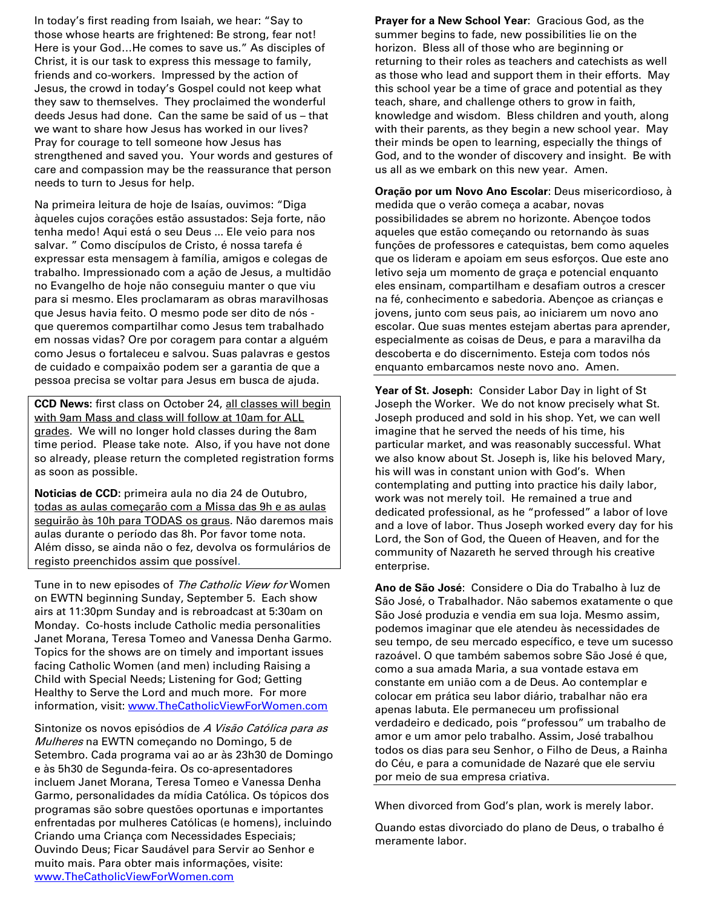In today's first reading from Isaiah, we hear: "Say to those whose hearts are frightened: Be strong, fear not! Here is your God…He comes to save us." As disciples of Christ, it is our task to express this message to family, friends and co-workers. Impressed by the action of Jesus, the crowd in today's Gospel could not keep what they saw to themselves. They proclaimed the wonderful deeds Jesus had done. Can the same be said of us – that we want to share how Jesus has worked in our lives? Pray for courage to tell someone how Jesus has strengthened and saved you. Your words and gestures of care and compassion may be the reassurance that person needs to turn to Jesus for help.

Na primeira leitura de hoje de Isaías, ouvimos: "Diga àqueles cujos corações estão assustados: Seja forte, não tenha medo! Aqui está o seu Deus ... Ele veio para nos salvar. " Como discípulos de Cristo, é nossa tarefa é expressar esta mensagem à família, amigos e colegas de trabalho. Impressionado com a ação de Jesus, a multidão no Evangelho de hoje não conseguiu manter o que viu para si mesmo. Eles proclamaram as obras maravilhosas que Jesus havia feito. O mesmo pode ser dito de nós - que queremos compartilhar como Jesus tem trabalhado em nossas vidas? Ore por coragem para contar a alguém como Jesus o fortaleceu e salvou. Suas palavras e gestos de cuidado e compaixão podem ser a garantia de que a pessoa precisa se voltar para Jesus em busca de ajuda.

**CCD News:** first class on October 24, all classes will begin with 9am Mass and class will follow at 10am for ALL grades. We will no longer hold classes during the 8am time period. Please take note. Also, if you have not done so already, please return the completed registration forms as soon as possible.

**Noticias de CCD:** primeira aula no dia 24 de Outubro, todas as aulas começarão com a Missa das 9h e as aulas seguirão às 10h para TODAS os graus. Não daremos mais aulas durante o período das 8h. Por favor tome nota. Além disso, se ainda não o fez, devolva os formulários de registo preenchidos assim que possível.

Tune in to new episodes of *The Catholic View for* Women on EWTN beginning Sunday, September 5. Each show airs at 11:30pm Sunday and is rebroadcast at 5:30am on Monday. Co-hosts include Catholic media personalities Janet Morana, Teresa Tomeo and Vanessa Denha Garmo. Topics for the shows are on timely and important issues facing Catholic Women (and men) including Raising a Child with Special Needs; Listening for God; Getting Healthy to Serve the Lord and much more. For more information, visit: www.TheCatholicViewForWomen.com

Sintonize os novos episódios de *A Visão Católica para as Mulheres* na EWTN começando no Domingo, 5 de Setembro. Cada programa vai ao ar às 23h30 de Domingo e às 5h30 de Segunda-feira. Os co-apresentadores incluem Janet Morana, Teresa Tomeo e Vanessa Denha Garmo, personalidades da mídia Católica. Os tópicos dos programas são sobre questões oportunas e importantes enfrentadas por mulheres Católicas (e homens), incluindo Criando uma Criança com Necessidades Especiais; Ouvindo Deus; Ficar Saudável para Servir ao Senhor e muito mais. Para obter mais informações, visite: www.TheCatholicViewForWomen.com

**Prayer for a New School Year**: Gracious God, as the summer begins to fade, new possibilities lie on the horizon. Bless all of those who are beginning or returning to their roles as teachers and catechists as well as those who lead and support them in their efforts. May this school year be a time of grace and potential as they teach, share, and challenge others to grow in faith, knowledge and wisdom. Bless children and youth, along with their parents, as they begin a new school year. May their minds be open to learning, especially the things of God, and to the wonder of discovery and insight. Be with us all as we embark on this new year. Amen.

**Oração por um Novo Ano Escolar**: Deus misericordioso, à medida que o verão começa a acabar, novas possibilidades se abrem no horizonte. Abençoe todos aqueles que estão começando ou retornando às suas funções de professores e catequistas, bem como aqueles que os lideram e apoiam em seus esforços. Que este ano letivo seja um momento de graça e potencial enquanto eles ensinam, compartilham e desafiam outros a crescer na fé, conhecimento e sabedoria. Abençoe as crianças e jovens, junto com seus pais, ao iniciarem um novo ano escolar. Que suas mentes estejam abertas para aprender, especialmente as coisas de Deus, e para a maravilha da descoberta e do discernimento. Esteja com todos nós enquanto embarcamos neste novo ano. Amen.

**Year of St. Joseph:** Consider Labor Day in light of St Joseph the Worker. We do not know precisely what St. Joseph produced and sold in his shop. Yet, we can well imagine that he served the needs of his time, his particular market, and was reasonably successful. What we also know about St. Joseph is, like his beloved Mary, his will was in constant union with God's. When contemplating and putting into practice his daily labor, work was not merely toil. He remained a true and dedicated professional, as he "professed" a labor of love and a love of labor. Thus Joseph worked every day for his Lord, the Son of God, the Queen of Heaven, and for the community of Nazareth he served through his creative enterprise.

**Ano de São José**: Considere o Dia do Trabalho à luz de São José, o Trabalhador. Não sabemos exatamente o que São José produzia e vendia em sua loja. Mesmo assim, podemos imaginar que ele atendeu às necessidades de seu tempo, de seu mercado específico, e teve um sucesso razoável. O que também sabemos sobre São José é que, como a sua amada Maria, a sua vontade estava em constante em união com a de Deus. Ao contemplar e colocar em prática seu labor diário, trabalhar não era apenas labuta. Ele permaneceu um profissional verdadeiro e dedicado, pois "professou" um trabalho de amor e um amor pelo trabalho. Assim, José trabalhou todos os dias para seu Senhor, o Filho de Deus, a Rainha do Céu, e para a comunidade de Nazaré que ele serviu por meio de sua empresa criativa.

When divorced from God's plan, work is merely labor.

Quando estas divorciado do plano de Deus, o trabalho é meramente labor.